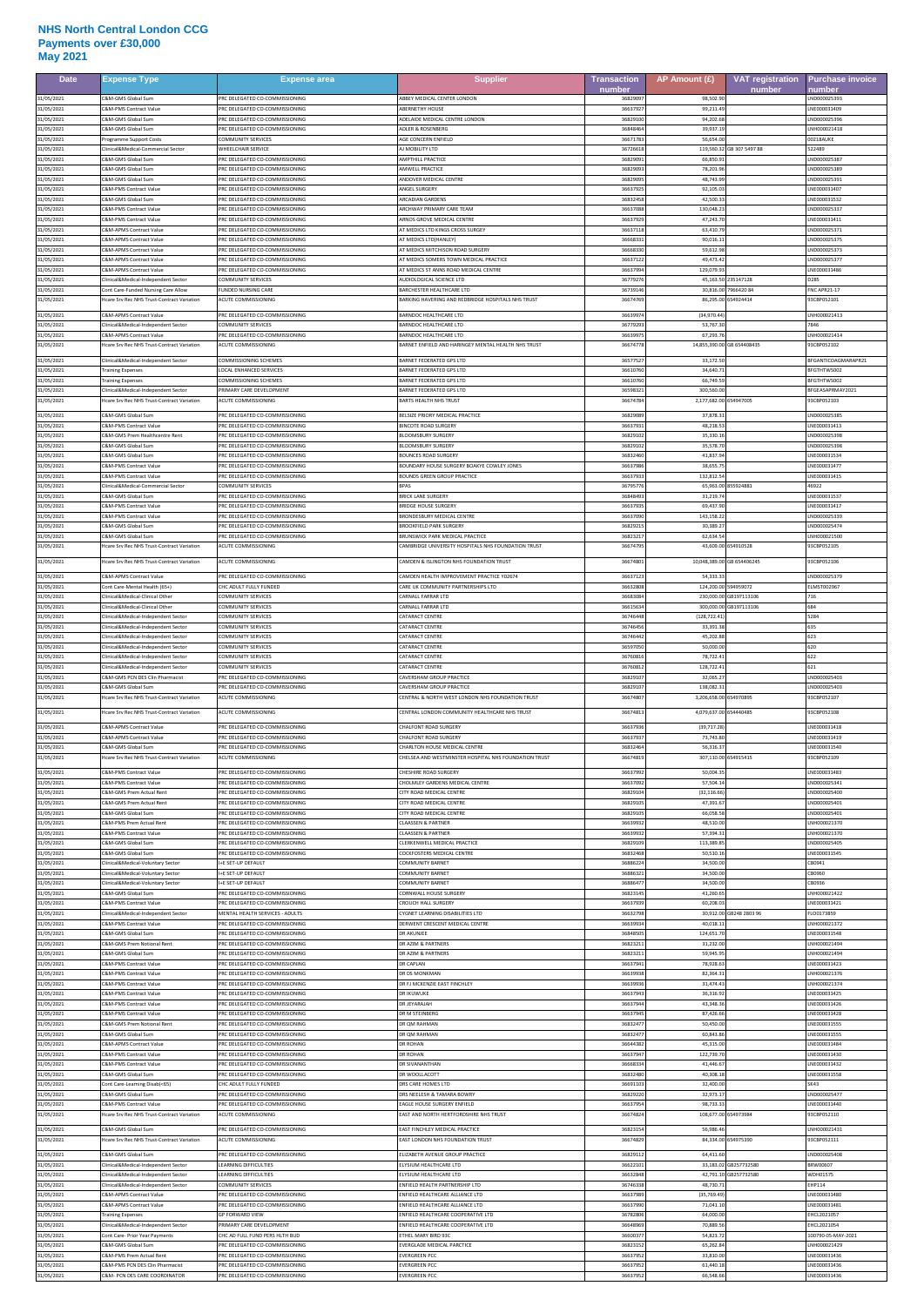# NHS North Central London CCG
## Payments over £30,000
## May 2021

| Date | Expense Type | Expense area | Supplier | Transaction number | AP Amount (£) | VAT registration number | Purchase invoice number |
|---|---|---|---|---|---|---|---|
| 31/05/2021 | C&M-GMS Global Sum | PRC DELEGATED CO-COMMISSIONING | ABBEY MEDICAL CENTER LONDON | 36829097 | 98,502.90 | | LND000025393 |
| 31/05/2021 | C&M-PMS Contract Value | PRC DELEGATED CO-COMMISSIONING | ABERNETHY HOUSE | 36637927 | 99,211.49 | | LNE000031409 |
| 31/05/2021 | C&M-GMS Global Sum | PRC DELEGATED CO-COMMISSIONING | ADELAIDE MEDICAL CENTRE LONDON | 36829100 | 94,202.68 | | LND000025396 |
| 31/05/2021 | C&M-GMS Global Sum | PRC DELEGATED CO-COMMISSIONING | ADLER & ROSENBERG | 36848464 | 39,937.19 | | LNH000021418 |
| 31/05/2021 | Programme Support Costs | COMMUNITY SERVICES | AGE CONCERN ENFIELD | 36671783 | 56,654.00 | | 00218AUKE |
| 31/05/2021 | Clinical&Medical-Commercial Sector | WHEELCHAIR SERVICE | AJ MOBILITY LTD | 36726618 | 119,560.32 | GB 307 5497 88 | 522489 |
| 31/05/2021 | C&M-GMS Global Sum | PRC DELEGATED CO-COMMISSIONING | AMPTHILL PRACTICE | 36829091 | 66,850.91 | | LND000025387 |
| 31/05/2021 | C&M-GMS Global Sum | PRC DELEGATED CO-COMMISSIONING | AMWELL PRACTICE | 36829093 | 78,201.96 | | LND000025389 |
| 31/05/2021 | C&M-GMS Global Sum | PRC DELEGATED CO-COMMISSIONING | ANDOVER MEDICAL CENTRE | 36829095 | 48,743.99 | | LND000025391 |
| 31/05/2021 | C&M-PMS Contract Value | PRC DELEGATED CO-COMMISSIONING | ANGEL SURGERY | 36637925 | 92,105.03 | | LNE000031407 |
| 31/05/2021 | C&M-GMS Global Sum | PRC DELEGATED CO-COMMISSIONING | ARCADIAN GARDENS | 36832458 | 42,500.33 | | LNE000031532 |
| 31/05/2021 | C&M-PMS Contract Value | PRC DELEGATED CO-COMMISSIONING | ARCHWAY PRIMARY CARE TEAM | 36637088 | 130,048.23 | | LND000025337 |
| 31/05/2021 | C&M-PMS Contract Value | PRC DELEGATED CO-COMMISSIONING | ARNOS GROVE MEDICAL CENTRE | 36637929 | 47,243.70 | | LNE000031411 |
| 31/05/2021 | C&M-APMS Contract Value | PRC DELEGATED CO-COMMISSIONING | AT MEDICS LTD KINGS CROSS SURGERY | 36637118 | 63,410.79 | | LND000025371 |
| 31/05/2021 | C&M-APMS Contract Value | PRC DELEGATED CO-COMMISSIONING | AT MEDICS LTD(HANLEY) | 36668331 | 90,016.11 | | LND000025375 |
| 31/05/2021 | C&M-APMS Contract Value | PRC DELEGATED CO-COMMISSIONING | AT MEDICS MITCHISON ROAD SURGERY | 36668330 | 59,612.98 | | LND000025373 |
| 31/05/2021 | C&M-APMS Contract Value | PRC DELEGATED CO-COMMISSIONING | AT MEDICS SOMERS TOWN MEDICAL PRACTICE | 36637122 | 49,473.42 | | LND000025377 |
| 31/05/2021 | C&M-APMS Contract Value | PRC DELEGATED CO-COMMISSIONING | AT MEDICS ST ANNS ROAD MEDICAL CENTRE | 36637994 | 129,079.93 | | LNE000031486 |
| 31/05/2021 | Clinical&Medical-Independent Sector | COMMUNITY SERVICES | AUDIOLOGICAL SCIENCE LTD | 36779276 | 45,163.50 | 235147128 | D285 |
| 31/05/2021 | Cont Care-Funded Nursing Care Allow | FUNDED NURSING CARE | BARCHESTER HEALTHCARE LTD | 36739146 | 30,816.00 | 796642084 | FNC APR21-17 |
| 31/05/2021 | Hcare Srv Rec NHS Trust-Contract Variation | ACUTE COMMISSIONING | BARKING HAVERING AND REDBRIDGE HOSPITALS NHS TRUST | 36674769 | 86,295.00 | 654924434 | 93C8P052101 |
| 31/05/2021 | C&M-APMS Contract Value | PRC DELEGATED CO-COMMISSIONING | BARNDOC HEALTHCARE LTD | 36639974 | (34,970.44) | | LNH000021413 |
| 31/05/2021 | Clinical&Medical-Independent Sector | COMMUNITY SERVICES | BARNDOC HEALTHCARE LTD | 36779293 | 53,767.30 | | 7846 |
| 31/05/2021 | C&M-APMS Contract Value | PRC DELEGATED CO-COMMISSIONING | BARNDOC HEALTHCARE LTD | 36639975 | 67,293.76 | | LNH000021414 |
| 31/05/2021 | Hcare Srv Rec NHS Trust-Contract Variation | ACUTE COMMISSIONING | BARNET ENFIELD AND HARINGEY MENTAL HEALTH NHS TRUST | 36674778 | 14,855,390.00 | GB 654408435 | 93C8P052102 |
| 31/05/2021 | Clinical&Medical-Independent Sector | COMMISSIONING SCHEMES | BARNET FEDERATED GPS LTD | 36577527 | 33,172.50 | | BFGANTICOAGMARAPR21 |
| 31/05/2021 | Training Expenses | LOCAL ENHANCED SERVICES | BARNET FEDERATED GPS LTD | 36610760 | 34,640.71 | | BFGTHTWS002 |
| 31/05/2021 | Training Expenses | COMMISSIONING SCHEMES | BARNET FEDERATED GPS LTD | 36610760 | 66,749.59 | | BFGTHTWS002 |
| 31/05/2021 | Clinical&Medical-Independent Sector | PRIMARY CARE DEVELOPMENT | BARNET FEDERATED GPS LTD | 36598321 | 300,560.00 | | BFGEASAPRMAY2021 |
| 31/05/2021 | Hcare Srv Rec NHS Trust-Contract Variation | ACUTE COMMISSIONING | BARTS HEALTH NHS TRUST | 36674784 | 2,177,682.00 | 654947005 | 93C8P052103 |
| 31/05/2021 | C&M-GMS Global Sum | PRC DELEGATED CO-COMMISSIONING | BELSIZE PRIORY MEDICAL PRACTICE | 36829089 | 37,878.31 | | LND000025385 |
| 31/05/2021 | C&M-PMS Contract Value | PRC DELEGATED CO-COMMISSIONING | BINCOTE ROAD SURGERY | 36637931 | 48,238.53 | | LNE000031413 |
| 31/05/2021 | C&M-GMS Prem Healthcentre Rent | PRC DELEGATED CO-COMMISSIONING | BLOOMSBURY SURGERY | 36829102 | 35,330.16 | | LND000025398 |
| 31/05/2021 | C&M-GMS Global Sum | PRC DELEGATED CO-COMMISSIONING | BLOOMSBURY SURGERY | 36829102 | 35,578.70 | | LND000025398 |
| 31/05/2021 | C&M-GMS Global Sum | PRC DELEGATED CO-COMMISSIONING | BOUNCES ROAD SURGERY | 36832460 | 41,837.94 | | LNE000031534 |
| 31/05/2021 | C&M-PMS Contract Value | PRC DELEGATED CO-COMMISSIONING | BOUNDARY HOUSE SURGERY BOAKYE COWLEY JONES | 36637986 | 38,655.75 | | LNE000031477 |
| 31/05/2021 | C&M-PMS Contract Value | PRC DELEGATED CO-COMMISSIONING | BOUNDS GREEN GROUP PRACTICE | 36637933 | 132,812.54 | | LNE000031415 |
| 31/05/2021 | Clinical&Medical-Commercial Sector | COMMUNITY SERVICES | BPAS | 36795776 | 65,963.00 | 855924881 | 46922 |
| 31/05/2021 | C&M-GMS Global Sum | PRC DELEGATED CO-COMMISSIONING | BRICK LANE SURGERY | 36848493 | 31,219.74 | | LNE000031537 |
| 31/05/2021 | C&M-PMS Contract Value | PRC DELEGATED CO-COMMISSIONING | BRIDGE HOUSE SURGERY | 36637935 | 69,437.90 | | LNE000031417 |
| 31/05/2021 | C&M-PMS Contract Value | PRC DELEGATED CO-COMMISSIONING | BRONDESBURY MEDICAL CENTRE | 36637090 | 143,158.22 | | LND000025339 |
| 31/05/2021 | C&M-GMS Global Sum | PRC DELEGATED CO-COMMISSIONING | BROOKFIELD PARK SURGERY | 36829215 | 30,389.27 | | LND000025474 |
| 31/05/2021 | C&M-GMS Global Sum | PRC DELEGATED CO-COMMISSIONING | BRUNSWICK PARK MEDICAL PRACTICE | 36823217 | 62,634.54 | | LNH000021500 |
| 31/05/2021 | Hcare Srv Rec NHS Trust-Contract Variation | ACUTE COMMISSIONING | CAMBRIDGE UNIVERSITY HOSPITALS NHS FOUNDATION TRUST | 36674795 | 43,609.00 | 654910528 | 93C8P052105 |
| 31/05/2021 | Hcare Srv Rec NHS Trust-Contract Variation | ACUTE COMMISSIONING | CAMDEN & ISLINGTON NHS FOUNDATION TRUST | 36674801 | 10,048,389.00 | GB 654406245 | 93C8P052106 |
| 31/05/2021 | C&M-APMS Contract Value | PRC DELEGATED CO-COMMISSIONING | CAMDEN HEALTH IMPROVEMENT PRACTICE Y02674 | 36637123 | 54,333.33 | | LND000025379 |
| 31/05/2021 | Cont Care-Mental Health (65+) | CHC ADULT FULLY FUNDED | CARE UK COMMUNITY PARTNERSHIPS LTD | 36632808 | 124,200.00 | 594959072 | ELMST002967 |
| 31/05/2021 | Clinical&Medical-Clinical Other | COMMUNITY SERVICES | CARNALL FARRAR LTD | 36683084 | 230,000.00 | GB197113106 | 716 |
| 31/05/2021 | Clinical&Medical-Clinical Other | COMMUNITY SERVICES | CARNALL FARRAR LTD | 36615634 | 300,000.00 | GB197113106 | 684 |
| 31/05/2021 | Clinical&Medical-Independent Sector | COMMUNITY SERVICES | CATARACT CENTRE | 36746448 | (128,722.41) | | 5284 |
| 31/05/2021 | Clinical&Medical-Independent Sector | COMMUNITY SERVICES | CATARACT CENTRE | 36746456 | 33,391.38 | | 635 |
| 31/05/2021 | Clinical&Medical-Independent Sector | COMMUNITY SERVICES | CATARACT CENTRE | 36746442 | 45,202.88 | | 623 |
| 31/05/2021 | Clinical&Medical-Independent Sector | COMMUNITY SERVICES | CATARACT CENTRE | 36597050 | 50,000.00 | | 620 |
| 31/05/2021 | Clinical&Medical-Independent Sector | COMMUNITY SERVICES | CATARACT CENTRE | 36760816 | 78,722.41 | | 622 |
| 31/05/2021 | Clinical&Medical-Independent Sector | COMMUNITY SERVICES | CATARACT CENTRE | 36760812 | 128,722.41 | | 621 |
| 31/05/2021 | C&M-GMS PCN DES Clin Pharmacist | PRC DELEGATED CO-COMMISSIONING | CAVERSHAM GROUP PRACTICE | 36829107 | 32,065.27 | | LND000025403 |
| 31/05/2021 | C&M-GMS Global Sum | PRC DELEGATED CO-COMMISSIONING | CAVERSHAM GROUP PRACTICE | 36829107 | 138,082.31 | | LND000025403 |
| 31/05/2021 | Hcare Srv Rec NHS Trust-Contract Variation | ACUTE COMMISSIONING | CENTRAL & NORTH WEST LONDON NHS FOUNDATION TRUST | 36674807 | 3,206,658.00 | 654970895 | 93C8P052107 |
| 31/05/2021 | Hcare Srv Rec NHS Trust-Contract Variation | ACUTE COMMISSIONING | CENTRAL LONDON COMMUNITY HEALTHCARE NHS TRUST | 36674813 | 4,079,637.00 | 654440485 | 93C8P052108 |
| 31/05/2021 | C&M-APMS Contract Value | PRC DELEGATED CO-COMMISSIONING | CHALFONT ROAD SURGERY | 36637936 | (39,717.28) | | LNE000031418 |
| 31/05/2021 | C&M-APMS Contract Value | PRC DELEGATED CO-COMMISSIONING | CHALFONT ROAD SURGERY | 36637937 | 73,743.80 | | LNE000031419 |
| 31/05/2021 | C&M-GMS Global Sum | PRC DELEGATED CO-COMMISSIONING | CHARLTON HOUSE MEDICAL CENTRE | 36832464 | 56,316.37 | | LNE000031540 |
| 31/05/2021 | Hcare Srv Rec NHS Trust-Contract Variation | ACUTE COMMISSIONING | CHELSEA AND WESTMINSTER HOSPITAL NHS FOUNDATION TRUST | 36674819 | 307,110.00 | 654915415 | 93C8P052109 |
| 31/05/2021 | C&M-PMS Contract Value | PRC DELEGATED CO-COMMISSIONING | CHESHIRE ROAD SURGERY | 36637992 | 50,004.35 | | LNE000031483 |
| 31/05/2021 | C&M-PMS Contract Value | PRC DELEGATED CO-COMMISSIONING | CHOLMLEY GARDENS MEDICAL CENTRE | 36637092 | 57,504.14 | | LND000025341 |
| 31/05/2021 | C&M-GMS Prem Actual Rent | PRC DELEGATED CO-COMMISSIONING | CITY ROAD MEDICAL CENTRE | 36829104 | (32,116.66) | | LND000025400 |
| 31/05/2021 | C&M-GMS Prem Actual Rent | PRC DELEGATED CO-COMMISSIONING | CITY ROAD MEDICAL CENTRE | 36829105 | 47,391.67 | | LND000025401 |
| 31/05/2021 | C&M-GMS Global Sum | PRC DELEGATED CO-COMMISSIONING | CITY ROAD MEDICAL CENTRE | 36829105 | 66,058.58 | | LND000025401 |
| 31/05/2021 | C&M-GMS Prem Actual Rent | PRC DELEGATED CO-COMMISSIONING | CLAASSEN & PARTNER | 36639932 | 48,510.00 | | LNH000021370 |
| 31/05/2021 | C&M-PMS Contract Value | PRC DELEGATED CO-COMMISSIONING | CLAASSEN & PARTNER | 36639932 | 57,394.31 | | LNH000021370 |
| 31/05/2021 | C&M-GMS Global Sum | PRC DELEGATED CO-COMMISSIONING | CLERKENWELL MEDICAL PRACTICE | 36829109 | 113,389.85 | | LND000025405 |
| 31/05/2021 | C&M-GMS Global Sum | PRC DELEGATED CO-COMMISSIONING | COCKFOSTERS MEDICAL CENTRE | 36832468 | 50,510.16 | | LNE000031545 |
| 31/05/2021 | Clinical&Medical-Voluntary Sector | I+E SET-UP DEFAULT | COMMUNITY BARNET | 36886224 | 34,500.00 | | CB0941 |
| 31/05/2021 | Clinical&Medical-Voluntary Sector | I+E SET-UP DEFAULT | COMMUNITY BARNET | 36886321 | 34,500.00 | | CB0960 |
| 31/05/2021 | Clinical&Medical-Voluntary Sector | I+E SET-UP DEFAULT | COMMUNITY BARNET | 36886477 | 34,500.00 | | CB0936 |
| 31/05/2021 | C&M-GMS Global Sum | PRC DELEGATED CO-COMMISSIONING | CORNWALL HOUSE SURGERY | 36823145 | 41,260.65 | | LNH000021422 |
| 31/05/2021 | C&M-PMS Contract Value | PRC DELEGATED CO-COMMISSIONING | CROUCH HALL SURGERY | 36637939 | 60,208.03 | | LNE000031421 |
| 31/05/2021 | Clinical&Medical-Independent Sector | MENTAL HEALTH SERVICES - ADULTS | CYGNET LEARNING DISABILITIES LTD | 36632798 | 30,912.00 | GB248 2803 96 | FLO0173859 |
| 31/05/2021 | C&M-PMS Contract Value | PRC DELEGATED CO-COMMISSIONING | DERWENT CRESCENT MEDICAL CENTRE | 36639934 | 40,018.11 | | LNH000021372 |
| 31/05/2021 | C&M-GMS Global Sum | PRC DELEGATED CO-COMMISSIONING | DR AKUNJEE | 36848505 | 124,651.70 | | LNE000031548 |
| 31/05/2021 | C&M-GMS Prem Notional Rent | PRC DELEGATED CO-COMMISSIONING | DR AZIM & PARTNERS | 36823211 | 31,232.00 | | LNH000021494 |
| 31/05/2021 | C&M-GMS Global Sum | PRC DELEGATED CO-COMMISSIONING | DR AZIM & PARTNERS | 36823211 | 59,945.95 | | LNH000021494 |
| 31/05/2021 | C&M-PMS Contract Value | PRC DELEGATED CO-COMMISSIONING | DR CAPLAN | 36637941 | 78,928.63 | | LNE000031423 |
| 31/05/2021 | C&M-PMS Contract Value | PRC DELEGATED CO-COMMISSIONING | DR DS MONKMAN | 36639938 | 82,364.31 | | LNH000021376 |
| 31/05/2021 | C&M-PMS Contract Value | PRC DELEGATED CO-COMMISSIONING | DR FJ MCKENZIE EAST FINCHLEY | 36639936 | 31,474.43 | | LNH000021374 |
| 31/05/2021 | C&M-PMS Contract Value | PRC DELEGATED CO-COMMISSIONING | DR IKUWUKE | 36637943 | 36,316.92 | | LNE000031425 |
| 31/05/2021 | C&M-PMS Contract Value | PRC DELEGATED CO-COMMISSIONING | DR JEYARAJAH | 36637944 | 43,348.36 | | LNE000031426 |
| 31/05/2021 | C&M-PMS Contract Value | PRC DELEGATED CO-COMMISSIONING | DR M STEINBERG | 36637945 | 87,426.66 | | LNE000031428 |
| 31/05/2021 | C&M-GMS Prem Notional Rent | PRC DELEGATED CO-COMMISSIONING | DR QM RAHMAN | 36832477 | 50,450.00 | | LNE000031555 |
| 31/05/2021 | C&M-GMS Global Sum | PRC DELEGATED CO-COMMISSIONING | DR QM RAHMAN | 36832477 | 60,843.86 | | LNE000031555 |
| 31/05/2021 | C&M-APMS Contract Value | PRC DELEGATED CO-COMMISSIONING | DR ROHAN | 36644382 | 45,315.00 | | LNE000031484 |
| 31/05/2021 | C&M-PMS Contract Value | PRC DELEGATED CO-COMMISSIONING | DR ROHAN | 36637947 | 122,739.70 | | LNE000031430 |
| 31/05/2021 | C&M-PMS Contract Value | PRC DELEGATED CO-COMMISSIONING | DR SIVANANTHAN | 36668334 | 41,446.67 | | LNE000031432 |
| 31/05/2021 | C&M-GMS Global Sum | PRC DELEGATED CO-COMMISSIONING | DR WOOLLACOTT | 36832480 | 40,308.18 | | LNE000031558 |
| 31/05/2021 | Cont Care-Learning Disab(<65) | CHC ADULT FULLY FUNDED | DRS CARE HOMES LTD | 36691103 | 32,400.00 | | 5643 |
| 31/05/2021 | C&M-GMS Global Sum | PRC DELEGATED CO-COMMISSIONING | DRS NEELESH & TAMARA BOWRY | 36829220 | 32,973.17 | | LND000025477 |
| 31/05/2021 | C&M-PMS Contract Value | PRC DELEGATED CO-COMMISSIONING | EAGLE HOUSE SURGERY ENFIELD | 36637954 | 98,733.33 | | LNE000031440 |
| 31/05/2021 | Hcare Srv Rec NHS Trust-Contract Variation | ACUTE COMMISSIONING | EAST AND NORTH HERTFORDSHIRE NHS TRUST | 36674824 | 108,677.00 | 654973984 | 93C8P052110 |
| 31/05/2021 | C&M-GMS Global Sum | PRC DELEGATED CO-COMMISSIONING | EAST FINCHLEY MEDICAL PRACTICE | 36823154 | 56,986.46 | | LNH000021431 |
| 31/05/2021 | Hcare Srv Rec NHS Trust-Contract Variation | ACUTE COMMISSIONING | EAST LONDON NHS FOUNDATION TRUST | 36674829 | 84,334.00 | 654975390 | 93C8P052111 |
| 31/05/2021 | C&M-GMS Global Sum | PRC DELEGATED CO-COMMISSIONING | ELIZABETH AVENUE GROUP PRACTICE | 36829112 | 64,411.60 | | LND000025408 |
| 31/05/2021 | Clinical&Medical-Independent Sector | LEARNING DIFFICULTIES | ELYSIUM HEALTHCARE LTD | 36622101 | 33,183.02 | GB257732580 | BRW00607 |
| 31/05/2021 | Clinical&Medical-Independent Sector | LEARNING DIFFICULTIES | ELYSIUM HEALTHCARE LTD | 36632848 | 42,791.10 | GB257732580 | WDH01575 |
| 31/05/2021 | Clinical&Medical-Independent Sector | COMMUNITY SERVICES | ENFIELD HEALTH PARTNERSHIP LTD | 36746338 | 48,730.71 | | EHP114 |
| 31/05/2021 | C&M-APMS Contract Value | PRC DELEGATED CO-COMMISSIONING | ENFIELD HEALTHCARE ALLIANCE LTD | 36637989 | (35,769.49) | | LNE000031480 |
| 31/05/2021 | C&M-APMS Contract Value | PRC DELEGATED CO-COMMISSIONING | ENFIELD HEALTHCARE ALLIANCE LTD | 36637990 | 71,041.10 | | LNE000031481 |
| 31/05/2021 | Training Expenses | GP FORWARD VIEW | ENFIELD HEALTHCARE COOPERATIVE LTD | 36782806 | 64,000.00 | | EHCL2021057 |
| 31/05/2021 | Clinical&Medical-Independent Sector | PRIMARY CARE DEVELOPMENT | ENFIELD HEALTHCARE COOPERATIVE LTD | 36648969 | 70,889.56 | | EHCL2021054 |
| 31/05/2021 | Cont Care- Prior Year Payments | CHC AD FULL FUND PERS HLTH BUD | ETHEL MARY BIRD 93C | 36600377 | 54,823.72 | | 100790-05-MAY-2021 |
| 31/05/2021 | C&M-GMS Global Sum | PRC DELEGATED CO-COMMISSIONING | EVERGLADE MEDICAL PARCTICE | 36823152 | 65,262.84 | | LNH000021429 |
| 31/05/2021 | C&M-PMS Prem Actual Rent | PRC DELEGATED CO-COMMISSIONING | EVERGREEN PCC | 36637952 | 33,810.00 | | LNE000031436 |
| 31/05/2021 | C&M-PMS PCN DES Clin Pharmacist | PRC DELEGATED CO-COMMISSIONING | EVERGREEN PCC | 36637952 | 61,440.18 | | LNE000031436 |
| 31/05/2021 | C&M- PCN DES CARE COORDINATOR | PRC DELEGATED CO-COMMISSIONING | EVERGREEN PCC | 36637952 | 66,548.66 | | LNE000031436 |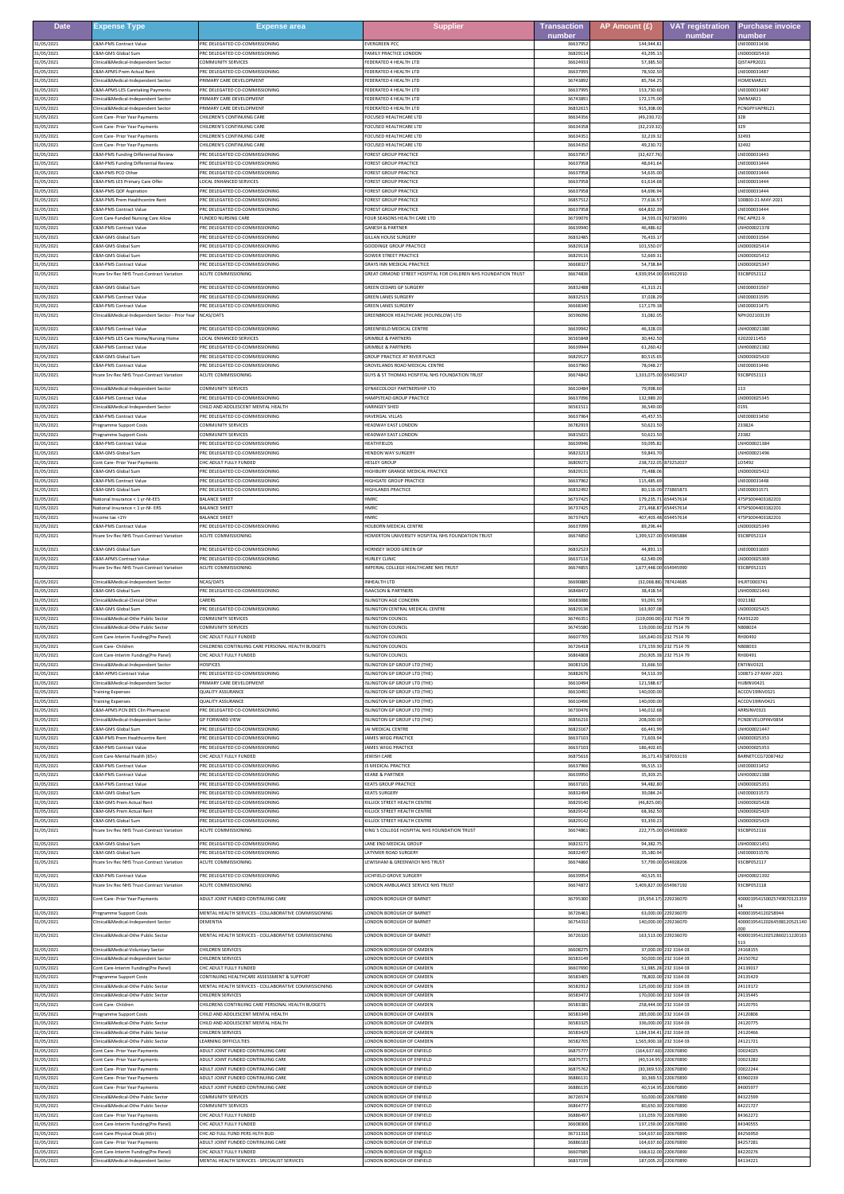| Date | Expense Type | Expense area | Supplier | Transaction number | AP Amount (£) | VAT registration number | Purchase invoice number |
|---|---|---|---|---|---|---|---|
| 31/05/2021 | C&M-PMS Contract Value | PRC DELEGATED CO-COMMISSIONING | EVERGREEN PCC | 36637952 | 144,944.81 | | LNE000031436 |
| 31/05/2021 | C&M-GMS Global Sum | PRC DELEGATED CO-COMMISSIONING | FAMILY PRACTICE LONDON | 36829114 | 43,295.13 | | LND000025410 |
| 31/05/2021 | Clinical&Medical-Independent Sector | COMMUNITY SERVICES | FEDERATED 4 HEALTH LTD | 36624933 | 57,385.50 | | QISTAPR2021 |
| 31/05/2021 | C&M-APMS Prem Actual Rent | PRC DELEGATED CO-COMMISSIONING | FEDERATED 4 HEALTH LTD | 36637995 | 78,502.50 | | LNE000031487 |
| 31/05/2021 | Clinical&Medical-Independent Sector | PRIMARY CARE DEVELOPMENT | FEDERATED 4 HEALTH LTD | 36743892 | 85,764.25 | | HOMEMAR21 |
| 31/05/2021 | C&M-APMS LES Caretaking Payments | PRC DELEGATED CO-COMMISSIONING | FEDERATED 4 HEALTH LTD | 36637995 | 153,730.60 | | LNE000031487 |
| 31/05/2021 | Clinical&Medical-Independent Sector | PRIMARY CARE DEVELOPMENT | FEDERATED 4 HEALTH LTD | 36743891 | 172,175.00 | | SMIMAR21 |
| 31/05/2021 | Clinical&Medical-Independent Sector | PRIMARY CARE DEVELOPMENT | FEDERATED 4 HEALTH LTD | 36832615 | 915,308.00 | | PCNGPFVAPRIL21 |
| 31/05/2021 | Cont Care- Prior Year Payments | CHILDREN'S CONTINUING CARE | FOCUSED HEALTHCARE LTD | 36634356 | (40,230.72) | | 328 |
| 31/05/2021 | Cont Care- Prior Year Payments | CHILDREN'S CONTINUING CARE | FOCUSED HEALTHCARE LTD | 36634358 | (32,219.32) | | 329 |
| 31/05/2021 | Cont Care- Prior Year Payments | CHILDREN'S CONTINUING CARE | FOCUSED HEALTHCARE LTD | 36634351 | 32,219.32 | | 32493 |
| 31/05/2021 | Cont Care- Prior Year Payments | CHILDREN'S CONTINUING CARE | FOCUSED HEALTHCARE LTD | 36634350 | 49,230.72 | | 32492 |
| 31/05/2021 | C&M-PMS Funding Differential Review | PRC DELEGATED CO-COMMISSIONING | FOREST GROUP PRACTICE | 36637957 | (32,427.76) | | LNE000031443 |
| 31/05/2021 | C&M-PMS Funding Differential Review | PRC DELEGATED CO-COMMISSIONING | FOREST GROUP PRACTICE | 36637958 | 48,641.64 | | LNE000031444 |
| 31/05/2021 | C&M-PMS PCO Other | PRC DELEGATED CO-COMMISSIONING | FOREST GROUP PRACTICE | 36637958 | 54,635.00 | | LNE000031444 |
| 31/05/2021 | C&M-PMS LES Primary Care Offer | LOCAL ENHANCED SERVICES | FOREST GROUP PRACTICE | 36637958 | 61,614.68 | | LNE000031444 |
| 31/05/2021 | C&M-PMS QOF Aspiration | PRC DELEGATED CO-COMMISSIONING | FOREST GROUP PRACTICE | 36637958 | 64,696.94 | | LNE000031444 |
| 31/05/2021 | C&M-PMS Prem Healthcentre Rent | PRC DELEGATED CO-COMMISSIONING | FOREST GROUP PRACTICE | 36857512 | 77,616.57 | | 100800-21-MAY-2021 |
| 31/05/2021 | C&M-PMS Contract Value | PRC DELEGATED CO-COMMISSIONING | FOREST GROUP PRACTICE | 36637958 | 664,832.39 | | LNE000031444 |
| 31/05/2021 | Cont Care-Funded Nursing Care Allow | FUNDED NURSING CARE | FOUR SEASONS HEALTH CARE LTD | 36739076 | 34,593.01 | 927365991 | FNC APR21-9 |
| 31/05/2021 | C&M-PMS Contract Value | PRC DELEGATED CO-COMMISSIONING | GANESH & PARTNER | 36639940 | 46,486.62 | | LNH000021378 |
| 31/05/2021 | C&M-GMS Global Sum | PRC DELEGATED CO-COMMISSIONING | GILLAN HOUSE SURGERY | 36832485 | 76,433.17 | | LNE000031564 |
| 31/05/2021 | C&M-GMS Global Sum | PRC DELEGATED CO-COMMISSIONING | GOODINGE GROUP PRACTICE | 36829118 | 101,550.07 | | LND000025414 |
| 31/05/2021 | C&M-GMS Global Sum | PRC DELEGATED CO-COMMISSIONING | GOWER STREET PRACTICE | 36829116 | 52,669.11 | | LND000025412 |
| 31/05/2021 | C&M-PMS Contract Value | PRC DELEGATED CO-COMMISSIONING | GRAYS INN MEDICAL PRACTICE | 36668327 | 54,738.84 | | LND000025347 |
| 31/05/2021 | Hcare Srv Rec NHS Trust-Contract Variation | ACUTE COMMISSIONING | GREAT ORMOND STREET HOSPITAL FOR CHILDREN NHS FOUNDATION TRUST | 36674836 | 4,939,954.00 | 654922910 | 93CBP052112 |
| 31/05/2021 | C&M-GMS Global Sum | PRC DELEGATED CO-COMMISSIONING | GREEN CEDARS GP SURGERY | 36832488 | 41,313.21 | | LNE000031567 |
| 31/05/2021 | C&M-PMS Contract Value | PRC DELEGATED CO-COMMISSIONING | GREEN LANES SURGERY | 36832515 | 37,028.29 | | LNE000031595 |
| 31/05/2021 | C&M-PMS Contract Value | PRC DELEGATED CO-COMMISSIONING | GREEN LANES SURGERY | 36668340 | 117,179.18 | | LNE000033475 |
| 31/05/2021 | Clinical&Medical-Independent Sector - Prior Year | NCAS/OATS | GREENBROOK HEALTHCARE (HOUNSLOW) LTD | 36596096 | 31,082.05 | | NPH202103139 |
| 31/05/2021 | C&M-PMS Contract Value | PRC DELEGATED CO-COMMISSIONING | GREENFIELD MEDICAL CENTRE | 36639942 | 46,328.03 | | LNH000021380 |
| 31/05/2021 | C&M-PMS LES Care Home/Nursing Home | LOCAL ENHANCED SERVICES | GRIMBLE & PARTNERS | 36565848 | 30,442.50 | | E2020211453 |
| 31/05/2021 | C&M-PMS Contract Value | PRC DELEGATED CO-COMMISSIONING | GRIMBLE & PARTNERS | 36639944 | 61,260.42 | | LNH000021382 |
| 31/05/2021 | C&M-GMS Global Sum | PRC DELEGATED CO-COMMISSIONING | GROUP PRACTICE AT RIVER PLACE | 36829127 | 80,515.65 | | LND000025420 |
| 31/05/2021 | C&M-PMS Contract Value | PRC DELEGATED CO-COMMISSIONING | GROVELANDS ROAD MEDICAL CENTRE | 36637960 | 78,048.27 | | LNE000031446 |
| 31/05/2021 | Hcare Srv Rec NHS Trust-Contract Variation | ACUTE COMMISSIONING | GUYS & ST THOMAS HOSPITAL NHS FOUNDATION TRUST | 36674842 | 1,333,075.00 | 654923417 | 93CBP052113 |
| 31/05/2021 | Clinical&Medical-Independent Sector | COMMUNITY SERVICES | GYNAECOLOGY PARTNERSHIP LTD | 36610484 | 79,998.60 | | 133 |
| 31/05/2021 | C&M-PMS Contract Value | PRC DELEGATED CO-COMMISSIONING | HAMPSTEAD GROUP PRACTICE | 36637096 | 132,989.20 | | LND000025345 |
| 31/05/2021 | Clinical&Medical-Independent Sector | CHILD AND ADOLESCENT MENTAL HEALTH | HARINGEY SHED | 36561511 | 36,549.00 | | 0191 |
| 31/05/2021 | C&M-PMS Contract Value | PRC DELEGATED CO-COMMISSIONING | HAVERGAL VILLAS | 36637964 | 45,457.55 | | LNE000031450 |
| 31/05/2021 | Programme Support Costs | COMMUNITY SERVICES | HEADWAY EAST LONDON | 36782919 | 50,621.50 | | 23382A |
| 31/05/2021 | Programme Support Costs | COMMUNITY SERVICES | HEADWAY EAST LONDON | 36835021 | 50,621.50 | | 23382 |
| 31/05/2021 | C&M-PMS Contract Value | PRC DELEGATED CO-COMMISSIONING | HEATHFIELDS | 36639946 | 59,095.82 | | LNH000021384 |
| 31/05/2021 | C&M-GMS Global Sum | PRC DELEGATED CO-COMMISSIONING | HENDON WAY SURGERY | 36823213 | 59,843.70 | | LNH000021496 |
| 31/05/2021 | Cont Care- Prior Year Payments | CHC ADULT FULLY FUNDED | HESLEY GROUP | 36809271 | 238,722.05 | 873252027 | LO5492 |
| 31/05/2021 | C&M-GMS Global Sum | PRC DELEGATED CO-COMMISSIONING | HIGHBURY GRANGE MEDICAL PRACTICE | 36829131 | 75,488.06 | | LND000025422 |
| 31/05/2021 | C&M-PMS Contract Value | PRC DELEGATED CO-COMMISSIONING | HIGHGATE GROUP PRACTICE | 36637962 | 115,485.69 | | LNE000031448 |
| 31/05/2021 | C&M-GMS Global Sum | PRC DELEGATED CO-COMMISSIONING | HIGHLANDS PRACTICE | 36832492 | 80,136.00 | 778865873 | LNE000031571 |
| 31/05/2021 | National Insurance < 1 yr-NI-EES | BALANCE SHEET | HMRC | 36737425 | 179,235.71 | 654457634 | 475PS004403182201 |
| 31/05/2021 | National Insurance < 1 yr-NI- ERS | BALANCE SHEET | HMRC | 36737425 | 271,468.87 | 654457634 | 475PS004403182201 |
| 31/05/2021 | Income tax <1Yr | BALANCE SHEET | HMRC | 36737425 | 407,409.48 | 654457634 | 475PS004403182201 |
| 31/05/2021 | C&M-PMS Contract Value | PRC DELEGATED CO-COMMISSIONING | HOLBORN MEDICAL CENTRE | 36637099 | 89,296.44 | | LND000025349 |
| 31/05/2021 | Hcare Srv Rec NHS Trust-Contract Variation | ACUTE COMMISSIONING | HOMERTON UNIVERSITY HOSPITAL NHS FOUNDATION TRUST | 36674850 | 1,399,527.00 | 654965884 | 93CBP052114 |
| 31/05/2021 | C&M-GMS Global Sum | PRC DELEGATED CO-COMMISSIONING | HORNSEY WOOD GREEN GP | 36832523 | 44,891.13 | | LNE000031603 |
| 31/05/2021 | C&M-APMS Contract Value | PRC DELEGATED CO-COMMISSIONING | HURLEY CLINIC | 36637116 | 62,549.09 | | LND000025369 |
| 31/05/2021 | Hcare Srv Rec NHS Trust-Contract Variation | ACUTE COMMISSIONING | IMPERIAL COLLEGE HEALTHCARE NHS TRUST | 36674855 | 1,677,448.00 | 654945990 | 93CBP052115 |
| 31/05/2021 | Clinical&Medical-Independent Sector | NCAS/OATS | INHEALTH LTD | 36690885 | (32,068.88) | 787424685 | IHLRT0003741 |
| 31/05/2021 | C&M-GMS Global Sum | PRC DELEGATED CO-COMMISSIONING | ISAACSON & PARTNERS | 36848472 | 38,418.54 | | LNH000021443 |
| 31/05/2021 | Clinical&Medical-Clinical Other | CARERS | ISLINGTON AGE CONCERN | 36683086 | 93,091.59 | | 0021382 |
| 31/05/2021 | C&M-GMS Global Sum | PRC DELEGATED CO-COMMISSIONING | ISLINGTON CENTRAL MEDICAL CENTRE | 36829136 | 163,907.08 | | LND000025425 |
| 31/05/2021 | Clinical&Medical-Othe Public Sector | COMMUNITY SERVICES | ISLINGTON COUNCIL | 36746351 | (119,000.00) | 232 7514 79 | FAX91220 |
| 31/05/2021 | Clinical&Medical-Othe Public Sector | COMMUNITY SERVICES | ISLINGTON COUNCIL | 36745580 | 119,000.00 | 232 7514 79 | N808024 |
| 31/05/2021 | Cont Care-Interim Funding(Pre Panel) | CHC ADULT FULLY FUNDED | ISLINGTON COUNCIL | 36607705 | 165,640.03 | 232 7514 79 | RH00492 |
| 31/05/2021 | Cont Care- Children | CHILDRENS CONTINUING CARE PERSONAL HEALTH BUDGETS | ISLINGTON COUNCIL | 36726418 | 173,159.90 | 232 7514 79 | N808033 |
| 31/05/2021 | Cont Care-Interim Funding(Pre Panel) | CHC ADULT FULLY FUNDED | ISLINGTON COUNCIL | 36864808 | 250,905.38 | 232 7514 79 | RH00491 |
| 31/05/2021 | Clinical&Medical-Independent Sector | HOSPICES | ISLINGTON GP GROUP LTD (THE) | 36081526 | 31,666.50 | | ENTINV0321 |
| 31/05/2021 | C&M-APMS Contract Value | PRC DELEGATED CO-COMMISSIONING | ISLINGTON GP GROUP LTD (THE) | 36882676 | 94,513.39 | | 100871-27-MAY-2021 |
| 31/05/2021 | Clinical&Medical-Independent Sector | PRIMARY CARE DEVELOPMENT | ISLINGTON GP GROUP LTD (THE) | 36610494 | 121,588.67 | | HUBINV0421 |
| 31/05/2021 | Training Expenses | QUALITY ASSURANCE | ISLINGTON GP GROUP LTD (THE) | 36610491 | 140,000.00 | | ACCOV19INV0321 |
| 31/05/2021 | Training Expenses | QUALITY ASSURANCE | ISLINGTON GP GROUP LTD (THE) | 36610496 | 140,000.00 | | ACCOV19INV0421 |
| 31/05/2021 | C&M-APMS PCN DES Clin Pharmacist | PRC DELEGATED CO-COMMISSIONING | ISLINGTON GP GROUP LTD (THE) | 36730476 | 146,012.68 | | ARRSINV0321 |
| 31/05/2021 | Clinical&Medical-Independent Sector | GP FORWARD VIEW | ISLINGTON GP GROUP LTD (THE) | 36856216 | 208,000.00 | | PCNDEVELOPINV0854 |
| 31/05/2021 | C&M-GMS Global Sum | PRC DELEGATED CO-COMMISSIONING | JAI MEDICAL CENTRE | 36823167 | 66,441.99 | | LNH000021447 |
| 31/05/2021 | C&M-PMS Prem Healthcentre Rent | PRC DELEGATED CO-COMMISSIONING | JAMES WIGG PRACTICE | 36637103 | 71,603.94 | | LND000025353 |
| 31/05/2021 | C&M-PMS Contract Value | PRC DELEGATED CO-COMMISSIONING | JAMES WIGG PRACTICE | 36637103 | 186,402.65 | | LND000025353 |
| 31/05/2021 | Cont Care-Mental Health (65+) | CHC ADULT FULLY FUNDED | JEWISH CARE | 36875616 | 36,171.43 | 587033133 | BARNETCCG72087462 |
| 31/05/2021 | C&M-PMS Contract Value | PRC DELEGATED CO-COMMISSIONING | JS MEDICAL PRACTICE | 36637966 | 96,515.13 | | LNE000031452 |
| 31/05/2021 | C&M-PMS Contract Value | PRC DELEGATED CO-COMMISSIONING | KEANE & PARTNER | 36639950 | 35,303.25 | | LNH000021388 |
| 31/05/2021 | C&M-PMS Contract Value | PRC DELEGATED CO-COMMISSIONING | KEATS GROUP PRACTICE | 36637101 | 94,482.80 | | LND000025351 |
| 31/05/2021 | C&M-GMS Global Sum | PRC DELEGATED CO-COMMISSIONING | KEATS SURGERY | 36832494 | 39,084.24 | | LNE000031573 |
| 31/05/2021 | C&M-GMS Prem Actual Rent | PRC DELEGATED CO-COMMISSIONING | KILLICK STREET HEALTH CENTRE | 36829140 | (46,825.00) | | LND000025428 |
| 31/05/2021 | C&M-GMS Prem Actual Rent | PRC DELEGATED CO-COMMISSIONING | KILLICK STREET HEALTH CENTRE | 36829142 | 68,362.50 | | LND000025429 |
| 31/05/2021 | C&M-GMS Global Sum | PRC DELEGATED CO-COMMISSIONING | KILLICK STREET HEALTH CENTRE | 36829142 | 93,359.23 | | LND000025429 |
| 31/05/2021 | Hcare Srv Rec NHS Trust-Contract Variation | ACUTE COMMISSIONING | KING'S COLLEGE HOSPITAL NHS FOUNDATION TRUST | 36674861 | 222,775.00 | 654926800 | 93CBP052116 |
| 31/05/2021 | C&M-GMS Global Sum | PRC DELEGATED CO-COMMISSIONING | LANE END MEDICAL GROUP | 36823171 | 94,382.75 | | LNH000021451 |
| 31/05/2021 | C&M-GMS Global Sum | PRC DELEGATED CO-COMMISSIONING | LATYMER ROAD SURGERY | 36832497 | 35,180.94 | | LNE000031576 |
| 31/05/2021 | Hcare Srv Rec NHS Trust-Contract Variation | ACUTE COMMISSIONING | LEWISHAM & GREENWICH NHS TRUST | 36674866 | 57,709.00 | 654928206 | 93CBP052117 |
| 31/05/2021 | C&M-PMS Contract Value | PRC DELEGATED CO-COMMISSIONING | LICHFIELD GROVE SURGERY | 36639954 | 40,525.91 | | LNH000021392 |
| 31/05/2021 | Hcare Srv Rec NHS Trust-Contract Variation | ACUTE COMMISSIONING | LONDON AMBULANCE SERVICE NHS TRUST | 36674872 | 5,409,827.00 | 654967192 | 93CBP052118 |
| 31/05/2021 | Cont Care- Prior Year Payments | ADULT JOINT FUNDED CONTINUING CARE | LONDON BOROUGH OF BARNET | 36795300 | (35,954.17) | 229236070 | 4000019541S0025749070121359 54 |
| 31/05/2021 | Programme Support Costs | MENTAL HEALTH SERVICES - COLLABORATIVE COMMISSIONING | LONDON BOROUGH OF BARNET | 36726461 | 63,000.00 | 229236070 | 4000019541202S8944 |
| 31/05/2021 | Clinical&Medical-Independent Sector | DEMENTIA | LONDON BOROUGH OF BARNET | 36754310 | 140,000.00 | 229236070 | 4000019541202645981205 21140 000 |
| 31/05/2021 | Clinical&Medical-Othe Public Sector | MENTAL HEALTH SERVICES - COLLABORATIVE COMMISSIONING | LONDON BOROUGH OF BARNET | 36726320 | 163,513.00 | 229236070 | 4000019541202S2860211220163 513 |
| 31/05/2021 | Clinical&Medical-Voluntary Sector | CHILDREN SERVICES | LONDON BOROUGH OF CAMDEN | 36608275 | 37,000.00 | 232 3164 03 | 24168155 |
| 31/05/2021 | Clinical&Medical-Independent Sector | CHILDREN SERVICES | LONDON BOROUGH OF CAMDEN | 36583149 | 50,000.00 | 232 3164 03 | 24150762 |
| 31/05/2021 | Cont Care-Interim Funding(Pre Panel) | CHC ADULT FULLY FUNDED | LONDON BOROUGH OF CAMDEN | 36607690 | 51,985.28 | 232 3164 03 | 24139017 |
| 31/05/2021 | Programme Support Costs | CONTINUING HEALTHCARE ASSESSMENT & SUPPORT | LONDON BOROUGH OF CAMDEN | 36583405 | 78,802.00 | 232 3164 03 | 24135429 |
| 31/05/2021 | Clinical&Medical-Othe Public Sector | MENTAL HEALTH SERVICES - COLLABORATIVE COMMISSIONING | LONDON BOROUGH OF CAMDEN | 36582912 | 125,000.00 | 232 3164 03 | 24119172 |
| 31/05/2021 | Clinical&Medical-Othe Public Sector | CHILDREN SERVICES | LONDON BOROUGH OF CAMDEN | 36583472 | 170,000.00 | 232 3164 03 | 24135445 |
| 31/05/2021 | Cont Care- Children | CHILDRENS CONTINUING CARE PERSONAL HEALTH BUDGETS | LONDON BOROUGH OF CAMDEN | 36583381 | 258,444.00 | 232 3164 03 | 24120791 |
| 31/05/2021 | Programme Support Costs | CHILD AND ADOLESCENT MENTAL HEALTH | LONDON BOROUGH OF CAMDEN | 36583349 | 285,000.00 | 232 3164 03 | 24120806 |
| 31/05/2021 | Clinical&Medical-Othe Public Sector | CHILD AND ADOLESCENT MENTAL HEALTH | LONDON BOROUGH OF CAMDEN | 36583325 | 336,000.00 | 232 3164 03 | 24120795 |
| 31/05/2021 | Clinical&Medical-Othe Public Sector | CHILDREN SERVICES | LONDON BOROUGH OF CAMDEN | 36583429 | 1,184,334.41 | 232 3164 03 | 24120466 |
| 31/05/2021 | Clinical&Medical-Othe Public Sector | LEARNING DIFFICULTIES | LONDON BOROUGH OF CAMDEN | 36582705 | 1,565,900.18 | 232 3164 03 | 24121721 |
| 31/05/2021 | Cont Care- Prior Year Payments | ADULT JOINT FUNDED CONTINUING CARE | LONDON BOROUGH OF ENFIELD | 36875777 | (164,637.60) | 220670890 | 00024025 |
| 31/05/2021 | Cont Care- Prior Year Payments | ADULT JOINT FUNDED CONTINUING CARE | LONDON BOROUGH OF ENFIELD | 36875771 | (40,514.95) | 220670890 | 00023282 |
| 31/05/2021 | Cont Care- Prior Year Payments | ADULT JOINT FUNDED CONTINUING CARE | LONDON BOROUGH OF ENFIELD | 36875762 | (30,369.53) | 220670890 | 00022244 |
| 31/05/2021 | Cont Care- Prior Year Payments | ADULT JOINT FUNDED CONTINUING CARE | LONDON BOROUGH OF ENFIELD | 36886131 | 30,369.53 | 220670890 | 83960239 |
| 31/05/2021 | Cont Care- Prior Year Payments | ADULT JOINT FUNDED CONTINUING CARE | LONDON BOROUGH OF ENFIELD | 36886135 | 40,514.95 | 220670890 | 84005977 |
| 31/05/2021 | Clinical&Medical-Othe Public Sector | COMMUNITY SERVICES | LONDON BOROUGH OF ENFIELD | 36726574 | 50,000.00 | 220670890 | 84322599 |
| 31/05/2021 | Clinical&Medical-Othe Public Sector | COMMUNITY SERVICES | LONDON BOROUGH OF ENFIELD | 36864777 | 80,650.30 | 220670890 | 84221727 |
| 31/05/2021 | Cont Care- Prior Year Payments | CHC ADULT FULLY FUNDED | LONDON BOROUGH OF ENFIELD | 36886497 | 131,059.70 | 220670890 | 84362272 |
| 31/05/2021 | Cont Care-Interim Funding(Pre Panel) | CHC ADULT FULLY FUNDED | LONDON BOROUGH OF ENFIELD | 36608306 | 137,159.00 | 220670890 | 84340555 |
| 31/05/2021 | Cont Care-Physical Disab (65+) | CHC AD FULL FUND PERS HLTH BUD | LONDON BOROUGH OF ENFIELD | 36711316 | 164,637.60 | 220670890 | 84256950 |
| 31/05/2021 | Cont Care- Prior Year Payments | ADULT JOINT FUNDED CONTINUING CARE | LONDON BOROUGH OF ENFIELD | 36886183 | 164,637.60 | 220670890 | 84257281 |
| 31/05/2021 | Cont Care-Interim Funding(Pre Panel) | CHC ADULT FULLY FUNDED | LONDON BOROUGH OF ENFIELD | 36607685 | 168,632.00 | 220670890 | 84220276 |
| 31/05/2021 | Clinical&Medical-Independent Sector | MENTAL HEALTH SERVICES - SPECIALIST SERVICES | LONDON BOROUGH OF ENFIELD | 36837199 | 187,005.28 | 220670890 | 84134221 |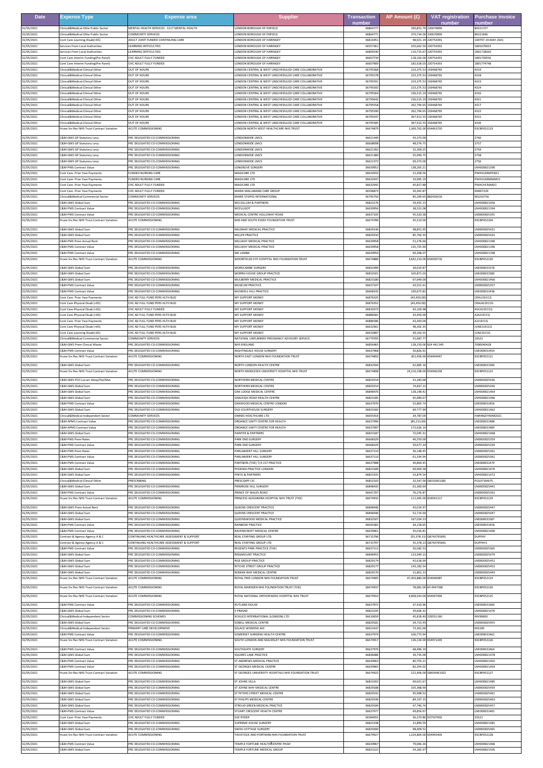| Date | Expense Type | Expense area | Supplier | Transaction number | AP Amount (£) | VAT registration number | Purchase invoice number |
|---|---|---|---|---|---|---|---|
| 31/05/2021 | Clinical&Medical-Othe Public Sector | MENTAL HEALTH SERVICES - S117 MENTAL HEALTH | LONDON BOROUGH OF ENFIELD | 36864777 | 340,831.78 | 220670890 | 84221737 |
| 31/05/2021 | Clinical&Medical-Othe Public Sector | COMMUNITY SERVICES | LONDON BOROUGH OF ENFIELD | 36864771 | 370,734.00 | 220670890 | 84221646 |
| 31/05/2021 | Cont Care-Learning Disab(<65) | ADULT JOINT FUNDED CONTINUING CARE | LONDON BOROUGH OF HARINGEY | 36814451 | 98,921.19 | 220754391 | 100797-19-MAY-2021 |
| 31/05/2021 | Services From Local Authorities | LEARNING DIFFICULTIES | LONDON BOROUGH OF HARINGEY | 36557361 | 105,062.50 | 220754391 | 1801679022 |
| 31/05/2021 | Services From Local Authorities | LEARNING DIFFICULTIES | LONDON BOROUGH OF HARINGEY | 36809190 | 110,715.67 | 220754391 | 1801718020 |
| 31/05/2021 | Cont Care-Interim Funding(Pre Panel) | CHC ADULT FULLY FUNDED | LONDON BOROUGH OF HARINGEY | 36607734 | 118,102.00 | 220754391 | 1801730556 |
| 31/05/2021 | Cont Care-Interim Funding(Pre Panel) | CHC ADULT FULLY FUNDED | LONDON BOROUGH OF HARINGEY | 36607909 | 182,638.01 | 220754391 | 1801774748 |
| 31/05/2021 | Clinical&Medical-Clinical Other | OUT OF HOURS | LONDON CENTRAL & WEST UNSCHEDULED CARE COLLABORATIVE | 36795568 | 223,375.53 | 193468765 | 4319 |
| 31/05/2021 | Clinical&Medical-Clinical Other | OUT OF HOURS | LONDON CENTRAL & WEST UNSCHEDULED CARE COLLABORATIVE | 36795578 | 223,375.53 | 193468765 | 4318 |
| 31/05/2021 | Clinical&Medical-Clinical Other | OUT OF HOURS | LONDON CENTRAL & WEST UNSCHEDULED CARE COLLABORATIVE | 36795591 | 223,375.53 | 193468765 | 4323 |
| 31/05/2021 | Clinical&Medical-Clinical Other | OUT OF HOURS | LONDON CENTRAL & WEST UNSCHEDULED CARE COLLABORATIVE | 36795592 | 223,375.53 | 193468765 | 4324 |
| 31/05/2021 | Clinical&Medical-Clinical Other | OUT OF HOURS | LONDON CENTRAL & WEST UNSCHEDULED CARE COLLABORATIVE | 36795564 | 236,515.19 | 193468765 | 4316 |
| 31/05/2021 | Clinical&Medical-Clinical Other | OUT OF HOURS | LONDON CENTRAL & WEST UNSCHEDULED CARE COLLABORATIVE | 36795642 | 236,515.19 | 193468765 | 4321 |
| 31/05/2021 | Clinical&Medical-Clinical Other | OUT OF HOURS | LONDON CENTRAL & WEST UNSCHEDULED CARE COLLABORATIVE | 36795558 | 262,794.65 | 193468765 | 4317 |
| 31/05/2021 | Clinical&Medical-Clinical Other | OUT OF HOURS | LONDON CENTRAL & WEST UNSCHEDULED CARE COLLABORATIVE | 36795590 | 262,794.65 | 193468765 | 4322 |
| 31/05/2021 | Clinical&Medical-Clinical Other | OUT OF HOURS | LONDON CENTRAL & WEST UNSCHEDULED CARE COLLABORATIVE | 36795547 | 367,912.55 | 193468765 | 4315 |
| 31/05/2021 | Clinical&Medical-Clinical Other | OUT OF HOURS | LONDON CENTRAL & WEST UNSCHEDULED CARE COLLABORATIVE | 36795585 | 367,912.55 | 193468765 | 4320 |
| 31/05/2021 | Hcare Srv Rec NHS Trust-Contract Baseline | ACUTE COMMISSIONING | LONDON NORTH WEST HEALTHCARE NHS TRUST | 36674879 | 1,369,762.00 | 654463720 | 93CBP052119 |
| 31/05/2021 | C&M-GMS GP Statutory Levy | PRC DELEGATED CO-COMMISSIONING | LONDONWIDE LMCS | 36621449 | 43,373.00 | | 2760 |
| 31/05/2021 | C&M-GMS GP Statutory Levy | PRC DELEGATED CO-COMMISSIONING | LONDONWIDE LMCS | 36608098 | 48,574.75 | | 2757 |
| 31/05/2021 | C&M-GMS GP Statutory Levy | PRC DELEGATED CO-COMMISSIONING | LONDONWIDE LMCS | 36621392 | 52,309.25 | | 2759 |
| 31/05/2021 | C&M-GMS GP Statutory Levy | PRC DELEGATED CO-COMMISSIONING | LONDONWIDE LMCS | 36621384 | 55,990.75 | | 2758 |
| 31/05/2021 | C&M-GMS GP Statutory Levy | PRC DELEGATED CO-COMMISSIONING | LONDONWIDE LMCS | 36621372 | 69,373.00 | | 2756 |
| 31/05/2021 | C&M-PMS Contract Value | PRC DELEGATED CO-COMMISSIONING | LONGROVE SURGERY | 36639952 | 138,265.21 | | LNH000021390 |
| 31/05/2021 | Cont Care- Prior Year Payments | FUNDED NURSING CARE | MAGICARE LTD | 36632933 | 31,458.56 | | PWHSUMMFEB21 |
| 31/05/2021 | Cont Care- Prior Year Payments | FUNDED NURSING CARE | MAGICARE LTD | 36632937 | 33,995.19 | | PWHSUMMMAR21 |
| 31/05/2021 | Cont Care- Prior Year Payments | CHC ADULT FULLY FUNDED | MAGICARE LTD | 36632942 | 45,817.88 | | PWHCHCMAR21 |
| 31/05/2021 | Cont Care- Prior Year Payments | CHC ADULT FULLY FUNDED | MARIA MALLABAND CARE GROUP | 36596873 | 30,342.87 | | KN007229 |
| 31/05/2021 | Clinical&Medical-Commercial Sector | COMMUNITY SERVICES | MARIE STOPES INTERNATIONAL | 36795750 | 85,299.65 | 882426016 | MS210756 |
| 31/05/2021 | C&M-GMS Global Sum | PRC DELEGATED CO-COMMISSIONING | MCCOLLUM & PARTNERS | 36823176 | 59,455.13 | | LNH000021456 |
| 31/05/2021 | C&M-PMS Contract Value | PRC DELEGATED CO-COMMISSIONING | MCELLIGOT | 36639956 | 38,511.08 | | LNH000021394 |
| 31/05/2021 | C&M-PMS Contract Value | PRC DELEGATED CO-COMMISSIONING | MEDICAL CENTRE HOLLOWAY ROAD | 36637105 | 45,520.38 | | LND000025355 |
| 31/05/2021 | Hcare Srv Rec NHS Trust-Contract Variation | ACUTE COMMISSIONING | MID AND SOUTH ESSEX FOUNDATION TRUST | 36674789 | 45,530.00 | | 93CBP052104 |
| 31/05/2021 | C&M-GMS Global Sum | PRC DELEGATED CO-COMMISSIONING | MILDMAY MEDICAL PRACTICE | 36829146 | 48,851.95 | | LND000025431 |
| 31/05/2021 | C&M-GMS Global Sum | PRC DELEGATED CO-COMMISSIONING | MILLER PRACTICE | 36829150 | 85,764.54 | | LND000025433 |
| 31/05/2021 | C&M-PMS Prem Actual Rent | PRC DELEGATED CO-COMMISSIONING | MILLWAY MEDICAL PRACTICE | 36639958 | 51,276.66 | | LNH000021396 |
| 31/05/2021 | C&M-PMS Contract Value | PRC DELEGATED CO-COMMISSIONING | MILLWAY MEDICAL PRACTICE | 36639958 | 135,725.90 | | LNH000021396 |
| 31/05/2021 | C&M-PMS Contract Value | PRC DELEGATED CO-COMMISSIONING | MK LAMBA | 36639959 | 69,948.07 | | LNH000021398 |
| 31/05/2021 | Hcare Srv Rec NHS Trust-Contract Baseline | ACUTE COMMISSIONING | MOORFIELDS EYE HOSPITAL NHS FOUNDATION TRUST | 36674886 | 3,642,210.00 | 654930716 | 93CBP052120 |
| 31/05/2021 | C&M-GMS Global Sum | PRC DELEGATED CO-COMMISSIONING | MORECAMBE SURGERY | 36832499 | 39,019.87 | | LNE000031578 |
| 31/05/2021 | C&M-GMS Global Sum | PRC DELEGATED CO-COMMISSIONING | MORRIS HOUSE GROUP PRACTICE | 36832501 | 105,871.03 | | LNE000031580 |
| 31/05/2021 | C&M-GMS Global Sum | PRC DELEGATED CO-COMMISSIONING | MULBERRY MEDICAL PRACTICE | 36823180 | 67,649.00 | | LNH000021460 |
| 31/05/2021 | C&M-PMS Contract Value | PRC DELEGATED CO-COMMISSIONING | MUSEUM PRACTICE | 36637107 | 43,551.61 | | LND000025357 |
| 31/05/2021 | C&M-PMS Contract Value | PRC DELEGATED CO-COMMISSIONING | MUSWELL HILL PRACTICE | 36668335 | 100,673.82 | | LNE000031438 |
| 31/05/2021 | Cont Care- Prior Year Payments | CHC AD FULL FUND PERS HLTH BUD | MY SUPPORT MONEY | 36876325 | (43,450.00) | | CRA/21ECCG |
| 31/05/2021 | Cont Care-Physical Disab (<65) | CHC AD FULL FUND PERS HLTH BUD | MY SUPPORT MONEY | 36876352 | (43,450.00) | | CRA/A21ECCG |
| 31/05/2021 | Cont Care-Physical Disab (<65) | CHC ADULT FULLY FUNDED | MY SUPPORT MONEY | 36810373 | 43,100.98 | | AVCA21ECCG |
| 31/05/2021 | Cont Care-Physical Disab (<65) | CHC AD FULL FUND PERS HLTH BUD | MY SUPPORT MONEY | 36886581 | 43,450.00 | | AJA21ECCG |
| 31/05/2021 | Cont Care- Prior Year Payments | CHC AD FULL FUND PERS HLTH BUD | MY SUPPORT MONEY | 36886586 | 43,450.00 | | AJ21ECCG |
| 31/05/2021 | Cont Care-Physical Disab (<65) | CHC AD FULL FUND PERS HLTH BUD | MY SUPPORT MONEY | 36632901 | 48,302.35 | | JUNE21ECCG |
| 31/05/2021 | Cont Care-Learning Disab(<65) | CHC AD FULL FUND PERS HLTH BUD | MY SUPPORT MONEY | 36632897 | 49,163.55 | | JUN21ECCG |
| 31/05/2021 | Clinical&Medical-Commercial Sector | COMMUNITY SERVICES | NATIONAL UNPLANNED PREGNANCY ADVISORY SERVICE | 36779705 | 41,687.77 | | 10522 |
| 31/05/2021 | C&M-PMS Prem Clinical Waste | PRC DELEGATED CO-COMMISSIONING | NHS ENGLAND | 36856465 | 128,150.00 | 654 442 045 | 7000040428 |
| 31/05/2021 | C&M-PMS Contract Value | PRC DELEGATED CO-COMMISSIONING | NIGHTINGALE HOUSE SURGERY | 36637968 | 50,826.91 | | LNE000031454 |
| 31/05/2021 | Hcare Srv Rec NHS Trust-Contract Variation | ACUTE COMMISSIONING | NORTH EAST LONDON NHS FOUNDATION TRUST | 36674892 | 301,456.00 | 654404447 | 93CBP052121 |
| 31/05/2021 | C&M-GMS Global Sum | PRC DELEGATED CO-COMMISSIONING | NORTH LONDON HEALTH CENTRE | 36832504 | 62,685.16 | | LNE000031584 |
| 31/05/2021 | Hcare Srv Rec NHS Trust-Contract Baseline | ACUTE COMMISSIONING | NORTH MIDDLESEX UNIVERSITY HOSPITAL NHS TRUST | 36674898 | 24,210,198.00 | 654946204 | 93CBP052122 |
| 31/05/2021 | C&M-GMS PCO Locum Adop/Pat/Mat | PRC DELEGATED CO-COMMISSIONING | NORTHERN MEDICAL CENTRE | 36829154 | 41,340.68 | | LND000025436 |
| 31/05/2021 | C&M-GMS Global Sum | PRC DELEGATED CO-COMMISSIONING | NORTHERN MEDICAL CENTRE | 36829154 | 74,837.13 | | LND000025436 |
| 31/05/2021 | C&M-GMS Global Sum | PRC DELEGATED CO-COMMISSIONING | OAK LODGE MEDICAL CENTRE | 36848476 | 128,148.42 | | LNH000021464 |
| 31/05/2021 | C&M-GMS Global Sum | PRC DELEGATED CO-COMMISSIONING | OAKLEIGH ROAD HEALTH CENTRE | 36823185 | 65,689.67 | | LNH000021466 |
| 31/05/2021 | C&M-PMS Contract Value | PRC DELEGATED CO-COMMISSIONING | OAKWOOD MEDICAL CENTRE LONDON | 36637970 | 52,865.74 | | LNE000031456 |
| 31/05/2021 | C&M-GMS Global Sum | PRC DELEGATED CO-COMMISSIONING | OLD COURTHOUSE SURGERY | 36823182 | 69,777.90 | | LNH000021462 |
| 31/05/2021 | Clinical&Medical-Independent Sector | COMMUNITY SERVICES | OMNES HEALTHCARE LTD | 36655416 | 34,787.00 | | HARINGEYMAR2021 |
| 31/05/2021 | C&M-APMS Contract Value | PRC DELEGATED CO-COMMISSIONING | ORDANCE UNITY CENTRE FOR HEALTH | 36637996 | (85,213.69) | | LNE000031488 |
| 31/05/2021 | C&M-APMS Contract Value | PRC DELEGATED CO-COMMISSIONING | ORDANCE UNITY CENTRE FOR HEALTH | 36637997 | 172,626.14 | | LNE000031489 |
| 31/05/2021 | C&M-GMS Global Sum | PRC DELEGATED CO-COMMISSIONING | PAINTER & PARTNERS | 36823187 | 72,045.31 | | LNH000021468 |
| 31/05/2021 | C&M-PMS Prem Rates | PRC DELEGATED CO-COMMISSIONING | PARK END SURGERY | 36668329 | 46,550.00 | | LND000025359 |
| 31/05/2021 | C&M-PMS Contract Value | PRC DELEGATED CO-COMMISSIONING | PARK END SURGERY | 36668329 | 59,677.24 | | LND000025359 |
| 31/05/2021 | C&M-PMS Prem Rates | PRC DELEGATED CO-COMMISSIONING | PARLIAMENT HILL SURGERY | 36637110 | 36,148.45 | | LND000025361 |
| 31/05/2021 | C&M-PMS Contract Value | PRC DELEGATED CO-COMMISSIONING | PARLIAMENT HILL SURGERY | 36637110 | 61,334.94 | | LND000025361 |
| 31/05/2021 | C&M-PMS Contract Value | PRC DELEGATED CO-COMMISSIONING | PARTNERS (THE) T/A 157 PRACTICE | 36637988 | 40,800.45 | | LNE000031479 |
| 31/05/2021 | C&M-GMS Global Sum | PRC DELEGATED CO-COMMISSIONING | PHOENIX PRACTICE LONDON | 36823189 | 69,900.58 | | LNH000021470 |
| 31/05/2021 | C&M-GMS Global Sum | PRC DELEGATED CO-COMMISSIONING | PINTO & PARTNERS | 36823191 | 53,874.54 | | LNH000021472 |
| 31/05/2021 | Clinical&Medical-Clinical Other | PRESCRIBING | PRESCQIPP CIC | 36852103 | 32,547.00 | GB232001381 | PQ1071MI675 |
| 31/05/2021 | C&M-GMS Global Sum | PRC DELEGATED CO-COMMISSIONING | PRIMROSE HILL SURGERY | 36848435 | 61,360.69 | | LND000025441 |
| 31/05/2021 | C&M-PMS Contract Value | PRC DELEGATED CO-COMMISSIONING | PRINCE OF WALES ROAD | 36641707 | 76,276.87 | | LND000025363 |
| 31/05/2021 | Hcare Srv Rec NHS Trust-Contract Variation | ACUTE COMMISSIONING | PRINCESS ALEXANDRA HOSPITAL NHS TRUST (THE) | 36674932 | 111,445.00 | 654941317 | 93CBP052129 |
| 31/05/2021 | C&M-GMS Prem Actual Rent | PRC DELEGATED CO-COMMISSIONING | QUEENS CRESCENT PRACTICE | 36848446 | 43,014.97 | | LND000025447 |
| 31/05/2021 | C&M-GMS Global Sum | PRC DELEGATED CO-COMMISSIONING | QUEENS CRESCENT PRACTICE | 36848446 | 52,714.60 | | LND000025447 |
| 31/05/2021 | C&M-GMS Global Sum | PRC DELEGATED CO-COMMISSIONING | QUEENSWOOD MEDICAL PRACTICE | 36832507 | 167,034.23 | | LNE000031587 |
| 31/05/2021 | C&M-PMS Contract Value | PRC DELEGATED CO-COMMISSIONING | RAINBOW PRACTICE | 36644381 | 44,218.65 | | LNE000031458 |
| 31/05/2021 | C&M-PMS Contract Value | PRC DELEGATED CO-COMMISSIONING | RAVENSCROFT MEDICAL CENTRE | 36639961 | 35,016.81 | | LNH000021400 |
| 31/05/2021 | Contract & Agency-Agency A & C | CONTINUING HEALTHCARE ASSESSMENT & SUPPORT | REAL STAFFING GROUP LTD | 36715796 | (55,378.13) | GB743795691 | DUPPAY |
| 31/05/2021 | Contract & Agency-Agency A & C | CONTINUING HEALTHCARE ASSESSMENT & SUPPORT | REAL STAFFING GROUP LTD | 36715797 | 55,378.13 | GB743795691 | DUPPAY1 |
| 31/05/2021 | C&M-PMS Contract Value | PRC DELEGATED CO-COMMISSIONING | REGENTS PARK PRACTICE (THE) | 36637112 | 50,582.53 | | LND000025365 |
| 31/05/2021 | C&M-GMS Global Sum | PRC DELEGATED CO-COMMISSIONING | RIDGMOUNT PRACTICE | 36848455 | 123,949.13 | | LND000025479 |
| 31/05/2021 | C&M-GMS Global Sum | PRC DELEGATED CO-COMMISSIONING | RISE GROUP PRACTICE | 36829174 | 42,618.99 | | LND000025451 |
| 31/05/2021 | C&M-GMS Global Sum | PRC DELEGATED CO-COMMISSIONING | RITCHIE STREET GROUP PRACTICE | 36829177 | 143,182.54 | | LND000025453 |
| 31/05/2021 | C&M-GMS Global Sum | PRC DELEGATED CO-COMMISSIONING | ROMAN WAY MEDICAL CENTRE | 36829170 | 31,801.15 | | LND000025449 |
| 31/05/2021 | Hcare Srv Rec NHS Trust-Contract Baseline | ACUTE COMMISSIONING | ROYAL FREE LONDON NHS FOUNDATION TRUST | 36674905 | 47,303,880.00 | 654946987 | 93CBP052124 |
| 31/05/2021 | Hcare Srv Rec NHS Trust-Contract Variation | ACUTE COMMISSIONING | ROYAL MARSDEN NHS FOUNDATION TRUST (THE) | 36674937 | 78,681.00 | 65 4947396 | 93CBP052130 |
| 31/05/2021 | Hcare Srv Rec NHS Trust-Contract Baseline | ACUTE COMMISSIONING | ROYAL NATIONAL ORTHOPAEDIC HOSPITAL NHS TRUST | 36674910 | 4,858,543.00 | 654947494 | 93CBP052125 |
| 31/05/2021 | C&M-PMS Contract Value | PRC DELEGATED CO-COMMISSIONING | RUTLAND HOUSE | 36637972 | 47,410.96 | | LNE000031460 |
| 31/05/2021 | C&M-GMS Global Sum | PRC DELEGATED CO-COMMISSIONING | S PRASAD | 36823195 | 39,606.32 | | LNH000021476 |
| 31/05/2021 | Clinical&Medical-Independent Sector | COMMISSIONING SCHEMES | SCHUCO INTERNATIONAL (LONDON) LTD | 36610659 | 45,818.40 | 229551160 | INV90600 |
| 31/05/2021 | C&M-GMS Global Sum | PRC DELEGATED CO-COMMISSIONING | SOBELL MEDICAL CENTRE | 36829181 | 34,723.49 | | LND000025455 |
| 31/05/2021 | Clinical&Medical-Independent Sector | PRIMARY CARE DEVELOPMENT | SOLACE WOMENS AID | 36621637 | 73,361.00 | | 001285 |
| 31/05/2021 | C&M-PMS Contract Value | PRC DELEGATED CO-COMMISSIONING | SOMERSET GARDENS HEALTH CENTRE | 36637974 | 106,773.94 | | LNE000031462 |
| 31/05/2021 | Hcare Srv Rec NHS Trust-Contract Variation | ACUTE COMMISSIONING | SOUTH LONDON AND MAUDSLEY NHS FOUNDATION TRUST | 36674917 | 136,134.00 | 654971403 | 93CBP052126 |
| 31/05/2021 | C&M-PMS Contract Value | PRC DELEGATED CO-COMMISSIONING | SOUTHGATE SURGERY | 36637976 | 68,496.10 | | LNE000031464 |
| 31/05/2021 | C&M-GMS Global Sum | PRC DELEGATED CO-COMMISSIONING | SQUIRES LANE PRACTICE | 36848486 | 39,735.00 | | LNH000021478 |
| 31/05/2021 | C&M-PMS Contract Value | PRC DELEGATED CO-COMMISSIONING | ST ANDREWS MEDICAL PRACTICE | 36639963 | 80,755.21 | | LNH000021402 |
| 31/05/2021 | C&M-PMS Contract Value | PRC DELEGATED CO-COMMISSIONING | ST GEORGES MEDICAL CENTRE | 36639965 | 82,354.02 | | LNH000021404 |
| 31/05/2021 | Hcare Srv Rec NHS Trust-Contract Variation | ACUTE COMMISSIONING | ST GEORGES UNIVERSITY HOSPITALS NHS FOUNDATION TRUST | 36674922 | 122,406.00 | GB654461922 | 93CBP052127 |
| 31/05/2021 | C&M-GMS Global Sum | PRC DELEGATED CO-COMMISSIONING | ST JOHNS VILLA | 36823202 | 69,021.67 | | LNH000021485 |
| 31/05/2021 | C&M-GMS Global Sum | PRC DELEGATED CO-COMMISSIONING | ST JOHNS WAY MEDICAL CENTRE | 36829188 | 105,368.90 | | LND000025459 |
| 31/05/2021 | C&M-GMS Global Sum | PRC DELEGATED CO-COMMISSIONING | ST PETERS STREET MEDICAL CENTRE | 36829192 | 95,998.52 | | LND000025461 |
| 31/05/2021 | C&M-GMS Global Sum | PRC DELEGATED CO-COMMISSIONING | ST PHILIPS MEDICAL CENTRE | 36829196 | 84,197.15 | | LND000025463 |
| 31/05/2021 | C&M-GMS Global Sum | PRC DELEGATED CO-COMMISSIONING | STROUD GREEN MEDICAL PRACTICE | 36829184 | 47,746.74 | | LND000025457 |
| 31/05/2021 | C&M-PMS Contract Value | PRC DELEGATED CO-COMMISSIONING | STUART CRESCENT HEALTH CENTRE | 36637977 | 49,854.67 | | LNE000031465 |
| 31/05/2021 | Cont Care- Prior Year Payments | CHC ADULT FULLY FUNDED | SUE RYDER | 36584055 | 36,270.86 | 927507902 | 33521 |
| 31/05/2021 | C&M-GMS Global Sum | PRC DELEGATED CO-COMMISSIONING | SUPREME HOUSE SURGERY | 36823198 | 31,899.59 | | LNH000021481 |
| 31/05/2021 | C&M-GMS Global Sum | PRC DELEGATED CO-COMMISSIONING | SWISS COTTAGE SURGERY | 36829200 | 98,409.52 | | LND000025465 |
| 31/05/2021 | Hcare Srv Rec NHS Trust-Contract Variation | ACUTE COMMISSIONING | TAVISTOCK AND PORTMAN NHS FOUNDATION TRUST | 36674927 | 1,224,864.00 | 654945403 | 93CBP052128 |
| 31/05/2021 | C&M-PMS Contract Value | PRC DELEGATED CO-COMMISSIONING | TEMPLE FORTUNE HEALTH CENTRE PHGH | 36639967 | 79,066.26 | | LNH000021406 |
| 31/05/2021 | C&M-GMS Global Sum | PRC DELEGATED CO-COMMISSIONING | TEMPLE FORTUNE MEDICAL GROUP | 36823222 | 54,282.97 | | LNH000021505 |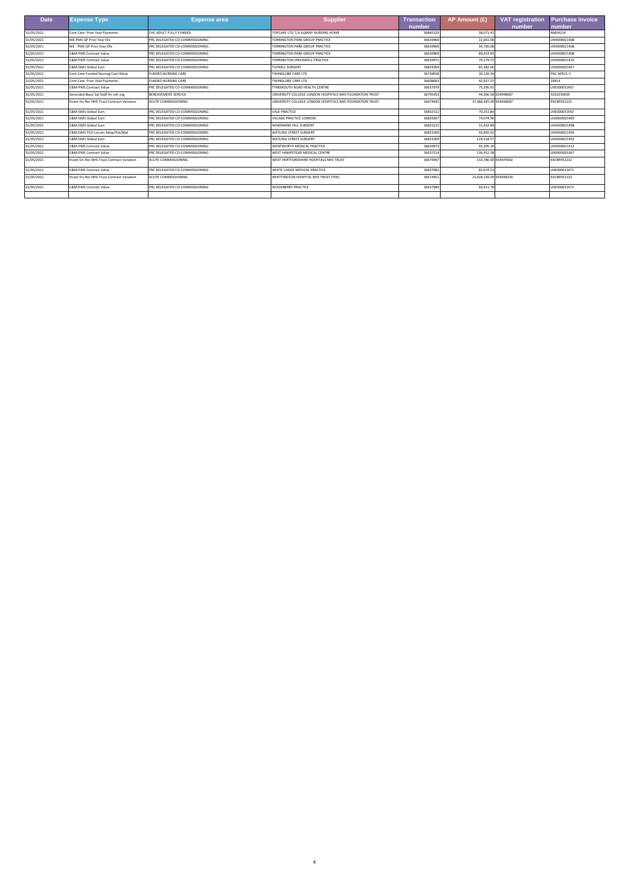| Date | Expense Type | Expense area | Supplier | Transaction number | AP Amount (£) | VAT registration number | Purchase invoice number |
|---|---|---|---|---|---|---|---|
| 31/05/2021 | Cont Care- Prior Year Payments | CHC ADULT FULLY FUNDED | TOPCARE LTD T/A ALBANY NURSING HOME | 36865225 | 38,071.41 | | AM0421A |
| 31/05/2021 | ME-PMS GP Prior Year EEs | PRC DELEGATED CO-COMMISSIONING | TORRINGTON PARK GROUP PRACTICE | 36639969 | 32,661.06 | | LNH000021408 |
| 31/05/2021 | ME - PMS GP Prior Year ERs | PRC DELEGATED CO-COMMISSIONING | TORRINGTON PARK GROUP PRACTICE | 36639969 | 34,790.08 | | LNH000021408 |
| 31/05/2021 | C&M-PMS Contract Value | PRC DELEGATED CO-COMMISSIONING | TORRINGTON PARK GROUP PRACTICE | 36639969 | 89,453.93 | | LNH000021408 |
| 31/05/2021 | C&M-PMS Contract Value | PRC DELEGATED CO-COMMISSIONING | TORRINGTON SPEEDWELL PRACTICE | 36639971 | 76,179.72 | | LNH000021410 |
| 31/05/2021 | C&M-GMS Global Sum | PRC DELEGATED CO-COMMISSIONING | TUFNELL SURGERY | 36829204 | 85,382.66 | | LND000025467 |
| 31/05/2021 | Cont Care-Funded Nursing Care Allow | FUNDED NURSING CARE | TWINGLOBE CARE LTD | 36739058 | 30,126.34 | | FNC APR21-3 |
| 31/05/2021 | Cont Care- Prior Year Payments | FUNDED NURSING CARE | TWINGLOBE CARE LTD | 36608063 | 42,927.07 | | 29814 |
| 31/05/2021 | C&M-PMS Contract Value | PRC DELEGATED CO-COMMISSIONING | TYNEMOUTH ROAD HEALTH CENTRE | 36637979 | 75,290.91 | | LNE000031467 |
| 31/05/2021 | Seconded-Basic Sal-Staff fm oth org | BEREAVEMENT SERVICE | UNIVERSITY COLLEGE LONDON HOSPITALS NHS FOUNDATION TRUST | 36795453 | 44,366.58 | 654948687 | 5010239639 |
| 31/05/2021 | Hcare Srv Rec NHS Trust-Contract Variation | ACUTE COMMISSIONING | UNIVERSITY COLLEGE LONDON HOSPITALS NHS FOUNDATION TRUST | 36674942 | 37,486,345.00 | 654948687 | 93CBP052131 |
| 31/05/2021 | C&M-GMS Global Sum | PRC DELEGATED CO-COMMISSIONING | VALE PRACTICE | 36832512 | 70,251.84 | | LNE000031592 |
| 31/05/2021 | C&M-GMS Global Sum | PRC DELEGATED CO-COMMISSIONING | VILLAGE PRACTICE LONDON | 36829207 | 74,074.96 | | LND000025469 |
| 31/05/2021 | C&M-GMS Global Sum | PRC DELEGATED CO-COMMISSIONING | WAKEMANS HILL SURGERY | 36823215 | 31,422.89 | | LNH000021498 |
| 31/05/2021 | C&M-GMS PCO Locum Adop/Pat/Mat | PRC DELEGATED CO-COMMISSIONING | WATLING STREET SURGERY | 36823209 | 43,992.02 | | LNH000021492 |
| 31/05/2021 | C&M-GMS Global Sum | PRC DELEGATED CO-COMMISSIONING | WATLING STREET SURGERY | 36823209 | 124,918.57 | | LNH000021492 |
| 31/05/2021 | C&M-PMS Contract Value | PRC DELEGATED CO-COMMISSIONING | WENTWORTH MEDICAL PRACTICE | 36639973 | 93,305.39 | | LNH000021412 |
| 31/05/2021 | C&M-PMS Contract Value | PRC DELEGATED CO-COMMISSIONING | WEST HAMPSTEAD MEDICAL CENTRE | 36637114 | 136,452.38 | | LND000025367 |
| 31/05/2021 | Hcare Srv Rec NHS Trust-Contract Variation | ACUTE COMMISSIONING | WEST HERTFORDSHIRE HOSPITALS NHS TRUST | 36674947 | 150,786.00 | 654974002 | 93CBP052132 |
| 31/05/2021 | C&M-PMS Contract Value | PRC DELEGATED CO-COMMISSIONING | WHITE LODGE MEDICAL PRACTICE | 36637982 | 82,074.23 | | LNE000031471 |
| 31/05/2021 | Hcare Srv Rec NHS Trust-Contract Variation | ACUTE COMMISSIONING | WHITTINGTON HOSPITAL NHS TRUST (THE) | 36674951 | 25,028,149.00 | 654948100 | 93CBP052133 |
| 31/05/2021 | C&M-PMS Contract Value | PRC DELEGATED CO-COMMISSIONING | WOODBERRY PRACTICE | 36637984 | 64,411.78 | | LNE000031473 |